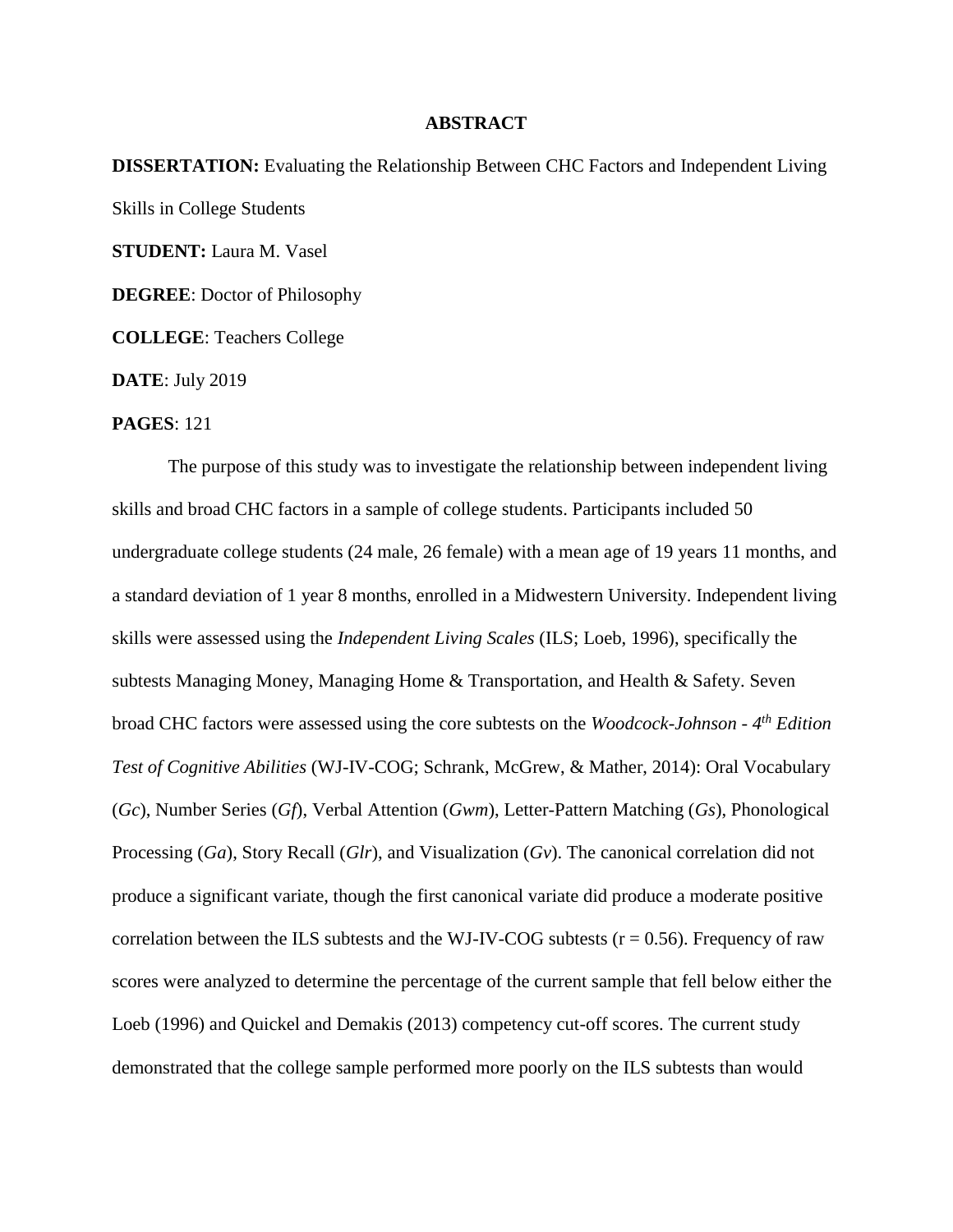# ABSTRACT

**DISSERTATION:** Evaluating the Relationship Between CHC Factors and Independent Living Skills in College Students

**STUDENT:** Laura M. Vasel

**DEGREE**: Doctor of Philosophy

**COLLEGE**: Teachers College

**DATE**: July 2019

**PAGES**: 121

The purpose of this study was to investigate the relationship between independent living skills and broad CHC factors in a sample of college students. Participants included 50 undergraduate college students (24 male, 26 female) with a mean age of 19 years 11 months, and a standard deviation of 1 year 8 months, enrolled in a Midwestern University. Independent living skills were assessed using the *Independent Living Scales* (ILS; Loeb, 1996), specifically the subtests Managing Money, Managing Home & Transportation, and Health & Safety. Seven broad CHC factors were assessed using the core subtests on the *Woodcock-Johnson - 4th Edition Test of Cognitive Abilities* (WJ-IV-COG; Schrank, McGrew, & Mather, 2014): Oral Vocabulary (*Gc*), Number Series (*Gf*), Verbal Attention (*Gwm*), Letter-Pattern Matching (*Gs*), Phonological Processing (*Ga*), Story Recall (*Glr*), and Visualization (*Gv*). The canonical correlation did not produce a significant variate, though the first canonical variate did produce a moderate positive correlation between the ILS subtests and the WJ-IV-COG subtests ($r = 0.56$). Frequency of raw scores were analyzed to determine the percentage of the current sample that fell below either the Loeb (1996) and Quickel and Demakis (2013) competency cut-off scores. The current study demonstrated that the college sample performed more poorly on the ILS subtests than would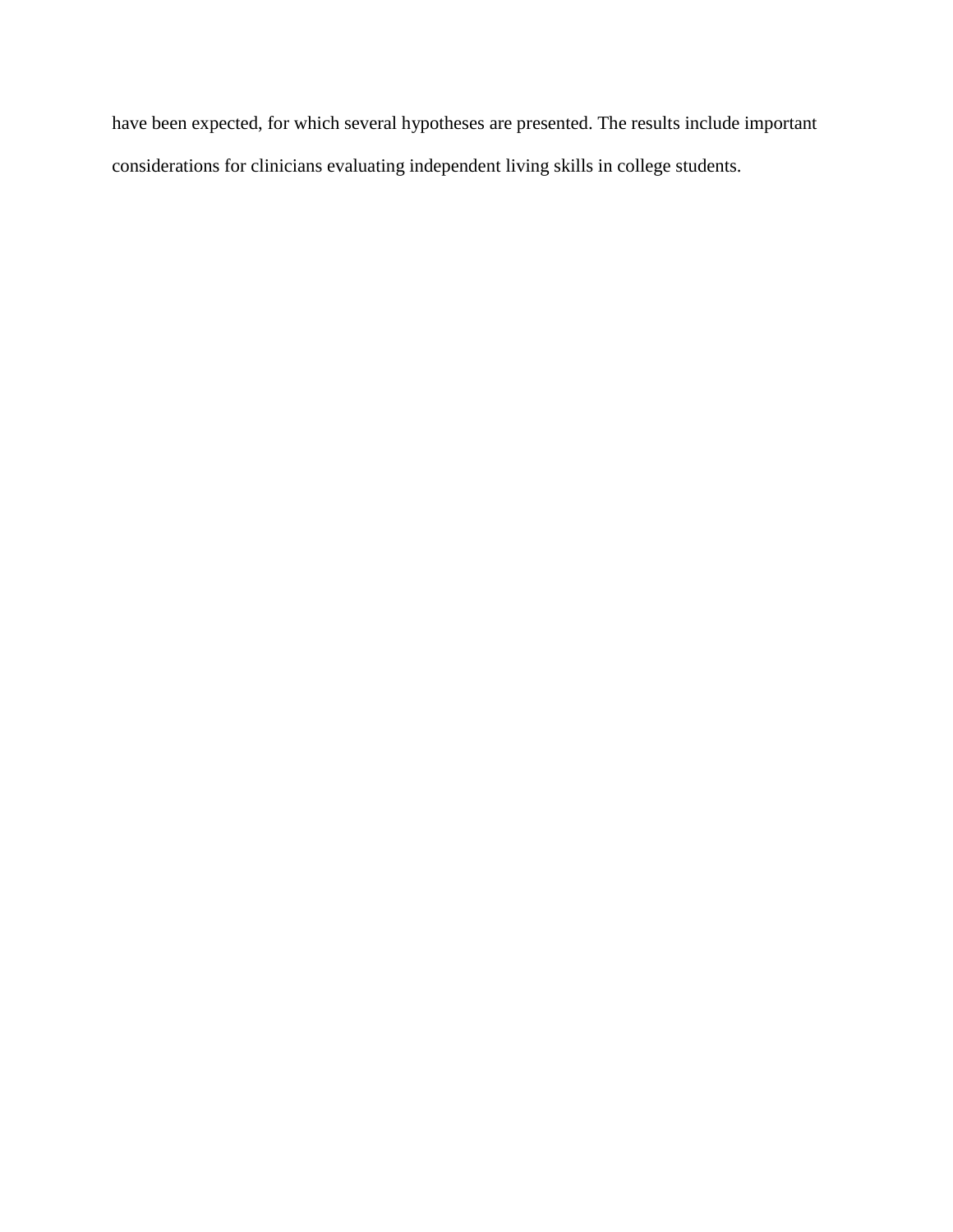have been expected, for which several hypotheses are presented. The results include important considerations for clinicians evaluating independent living skills in college students.